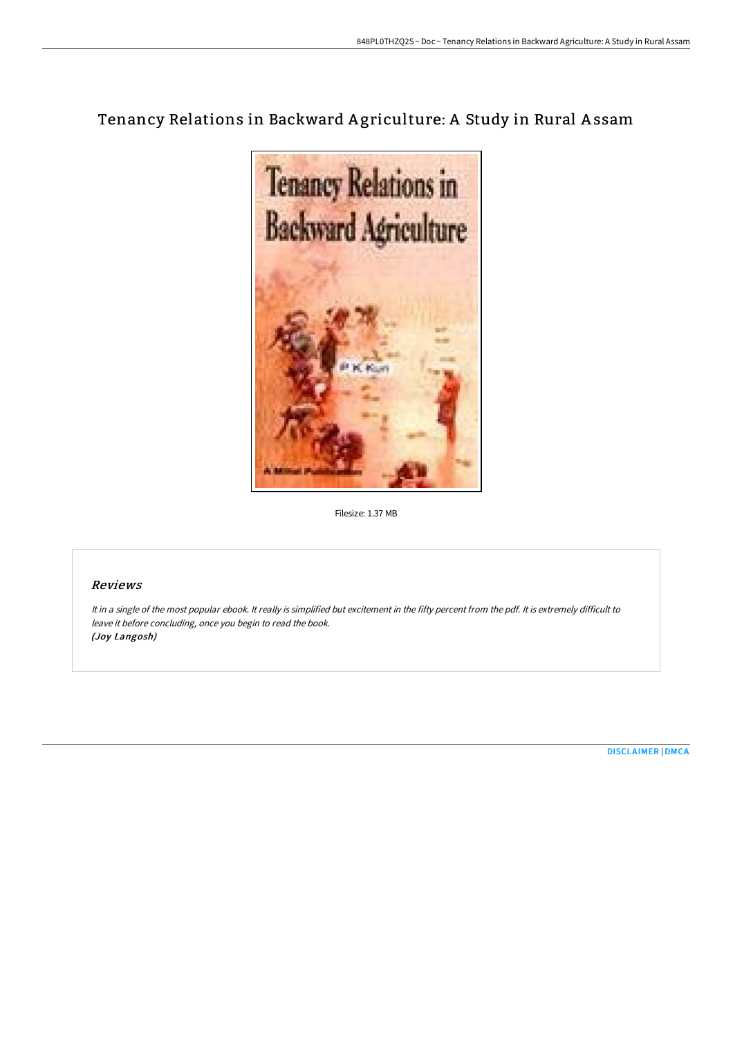# Tenancy Relations in Backward Agriculture: A Study in Rural Assam

Filesize: 1.37 MB

## Reviews

*It in a single of the most popular ebook. It really is simplified but excitement in the fifty percent from the pdf. It is extremely difficult to leave it before concluding, once you begin to read the book.*
***(Joy Langosh)***

DISCLAIMER | DMCA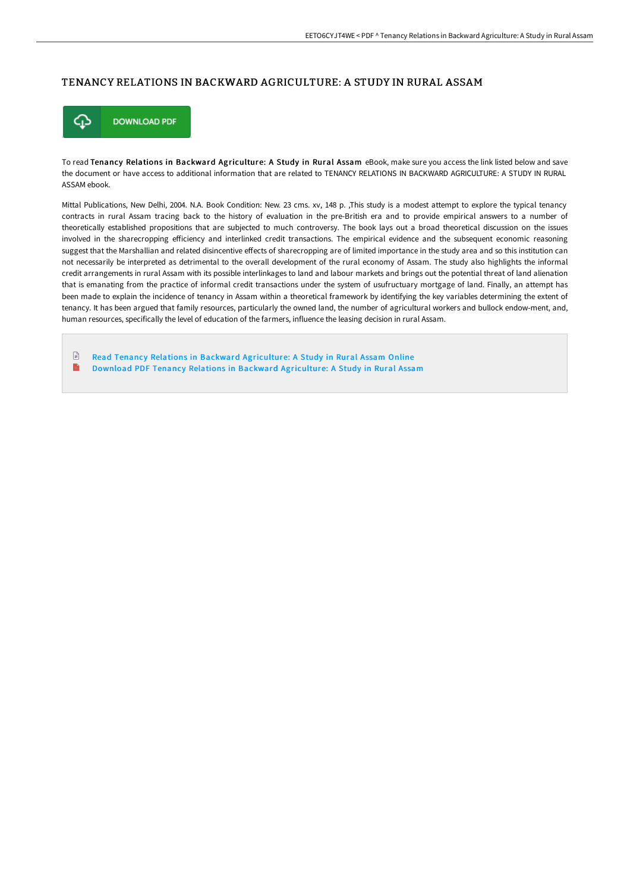# TENANCY RELATIONS IN BACKWARD AGRICULTURE: A STUDY IN RURAL ASSAM

DOWNLOAD PDF

To read **Tenancy Relations in Backward Agriculture: A Study in Rural Assam** eBook, make sure you access the link listed below and save the document or have access to additional information that are related to TENANCY RELATIONS IN BACKWARD AGRICULTURE: A STUDY IN RURAL ASSAM ebook.

Mittal Publications, New Delhi, 2004. N.A. Book Condition: New. 23 cms. xv, 148 p. ,This study is a modest attempt to explore the typical tenancy contracts in rural Assam tracing back to the history of evaluation in the pre-British era and to provide empirical answers to a number of theoretically established propositions that are subjected to much controversy. The book lays out a broad theoretical discussion on the issues involved in the sharecropping efficiency and interlinked credit transactions. The empirical evidence and the subsequent economic reasoning suggest that the Marshallian and related disincentive effects of sharecropping are of limited importance in the study area and so this institution can not necessarily be interpreted as detrimental to the overall development of the rural economy of Assam. The study also highlights the informal credit arrangements in rural Assam with its possible interlinkages to land and labour markets and brings out the potential threat of land alienation that is emanating from the practice of informal credit transactions under the system of usufructuary mortgage of land. Finally, an attempt has been made to explain the incidence of tenancy in Assam within a theoretical framework by identifying the key variables determining the extent of tenancy. It has been argued that family resources, particularly the owned land, the number of agricultural workers and bullock endow-ment, and, human resources, specifically the level of education of the farmers, influence the leasing decision in rural Assam.

- Read Tenancy Relations in Backward Agriculture: A Study in Rural Assam Online
- Download PDF Tenancy Relations in Backward Agriculture: A Study in Rural Assam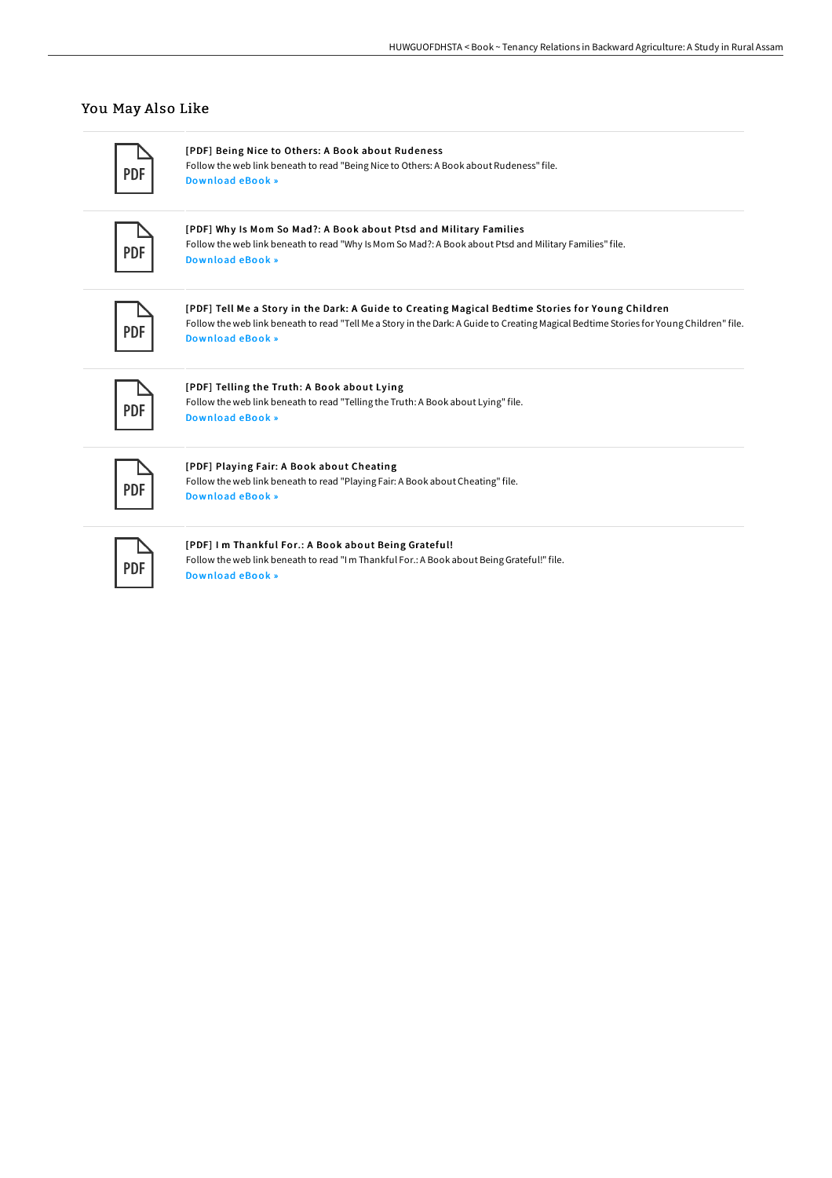## You May Also Like

**[PDF] Being Nice to Others: A Book about Rudeness**
Follow the web link beneath to read "Being Nice to Others: A Book about Rudeness" file.
Download eBook »

**[PDF] Why Is Mom So Mad?: A Book about Ptsd and Military Families**
Follow the web link beneath to read "Why Is Mom So Mad?: A Book about Ptsd and Military Families" file.
Download eBook »

**[PDF] Tell Me a Story in the Dark: A Guide to Creating Magical Bedtime Stories for Young Children**
Follow the web link beneath to read "Tell Me a Story in the Dark: A Guide to Creating Magical Bedtime Stories for Young Children" file.
Download eBook »

**[PDF] Telling the Truth: A Book about Lying**
Follow the web link beneath to read "Telling the Truth: A Book about Lying" file.
Download eBook »

**[PDF] Playing Fair: A Book about Cheating**
Follow the web link beneath to read "Playing Fair: A Book about Cheating" file.
Download eBook »

**[PDF] I m Thankful For.: A Book about Being Grateful!**
Follow the web link beneath to read "I m Thankful For.: A Book about Being Grateful!" file.
Download eBook »